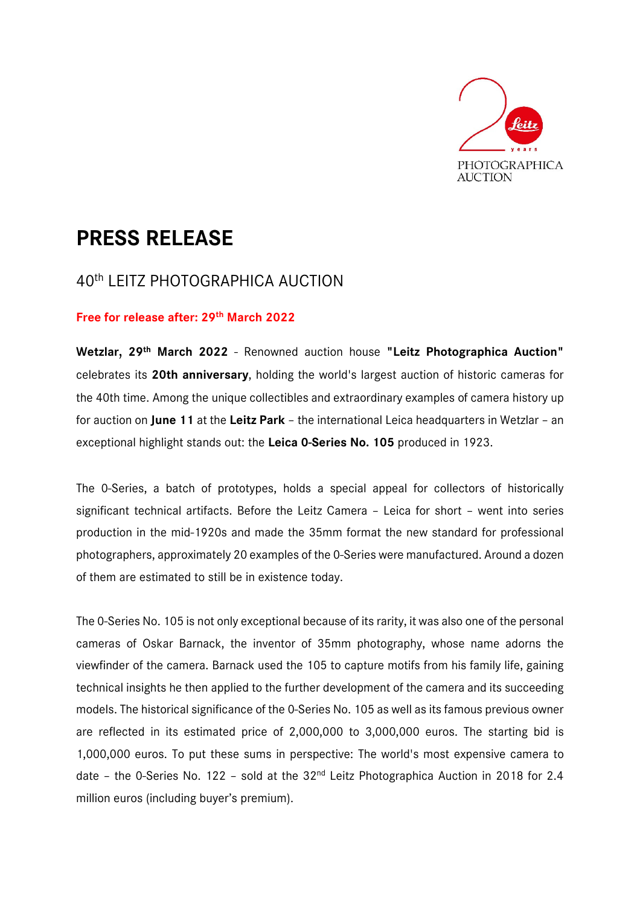# PRESS RELEASE

## 40th LEITZ PHOTOGRAPHICA AUCTION

**Free for release after: 29th March 2022**

**Wetzlar, 29th March 2022** - Renowned auction house **"Leitz Photographica Auction"** celebrates its **20th anniversary**, holding the world's largest auction of historic cameras for the 40th time. Among the unique collectibles and extraordinary examples of camera history up for auction on **June 11** at the **Leitz Park** – the international Leica headquarters in Wetzlar – an exceptional highlight stands out: the **Leica 0-Series No. 105** produced in 1923.

The 0-Series, a batch of prototypes, holds a special appeal for collectors of historically significant technical artifacts. Before the Leitz Camera – Leica for short – went into series production in the mid-1920s and made the 35mm format the new standard for professional photographers, approximately 20 examples of the 0-Series were manufactured. Around a dozen of them are estimated to still be in existence today.

The 0-Series No. 105 is not only exceptional because of its rarity, it was also one of the personal cameras of Oskar Barnack, the inventor of 35mm photography, whose name adorns the viewfinder of the camera. Barnack used the 105 to capture motifs from his family life, gaining technical insights he then applied to the further development of the camera and its succeeding models. The historical significance of the 0-Series No. 105 as well as its famous previous owner are reflected in its estimated price of 2,000,000 to 3,000,000 euros. The starting bid is 1,000,000 euros. To put these sums in perspective: The world's most expensive camera to date – the 0-Series No. 122 – sold at the 32nd Leitz Photographica Auction in 2018 for 2.4 million euros (including buyer's premium).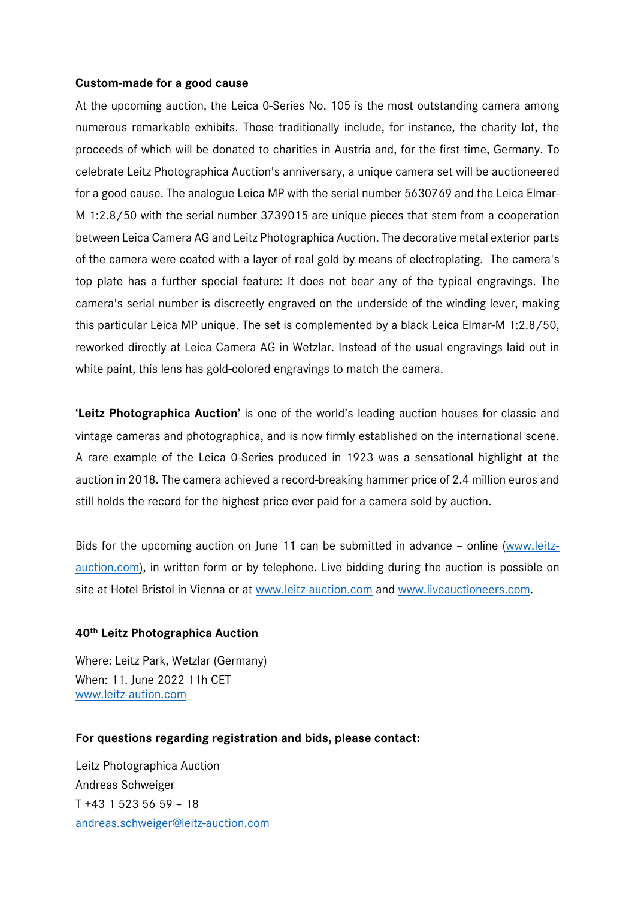**Custom-made for a good cause**

At the upcoming auction, the Leica 0-Series No. 105 is the most outstanding camera among numerous remarkable exhibits. Those traditionally include, for instance, the charity lot, the proceeds of which will be donated to charities in Austria and, for the first time, Germany. To celebrate Leitz Photographica Auction's anniversary, a unique camera set will be auctioneered for a good cause. The analogue Leica MP with the serial number 5630769 and the Leica Elmar-M 1:2.8/50 with the serial number 3739015 are unique pieces that stem from a cooperation between Leica Camera AG and Leitz Photographica Auction. The decorative metal exterior parts of the camera were coated with a layer of real gold by means of electroplating. The camera's top plate has a further special feature: It does not bear any of the typical engravings. The camera's serial number is discreetly engraved on the underside of the winding lever, making this particular Leica MP unique. The set is complemented by a black Leica Elmar-M 1:2.8/50, reworked directly at Leica Camera AG in Wetzlar. Instead of the usual engravings laid out in white paint, this lens has gold-colored engravings to match the camera.

'**Leitz Photographica Auction**' is one of the world's leading auction houses for classic and vintage cameras and photographica, and is now firmly established on the international scene. A rare example of the Leica 0-Series produced in 1923 was a sensational highlight at the auction in 2018. The camera achieved a record-breaking hammer price of 2.4 million euros and still holds the record for the highest price ever paid for a camera sold by auction.

Bids for the upcoming auction on June 11 can be submitted in advance – online (www.leitz-auction.com), in written form or by telephone. Live bidding during the auction is possible on site at Hotel Bristol in Vienna or at www.leitz-auction.com and www.liveauctioneers.com.

**40th Leitz Photographica Auction**

Where: Leitz Park, Wetzlar (Germany)
When: 11. June 2022 11h CET
www.leitz-aution.com

**For questions regarding registration and bids, please contact:**

Leitz Photographica Auction
Andreas Schweiger
T +43 1 523 56 59 – 18
andreas.schweiger@leitz-auction.com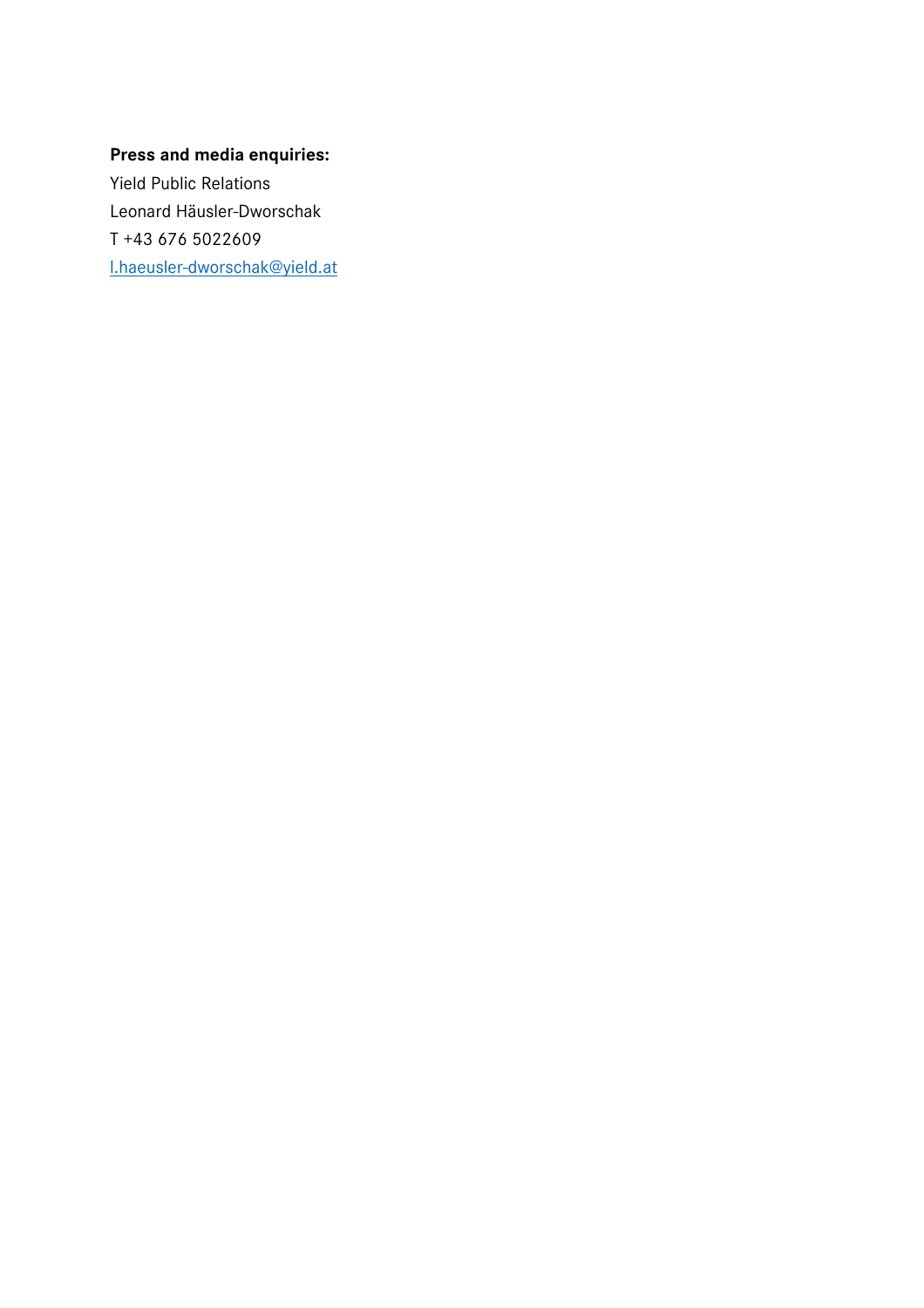**Press and media enquiries:**

Yield Public Relations
Leonard Häusler-Dworschak
T +43 676 5022609
l.haeusler-dworschak@yield.at